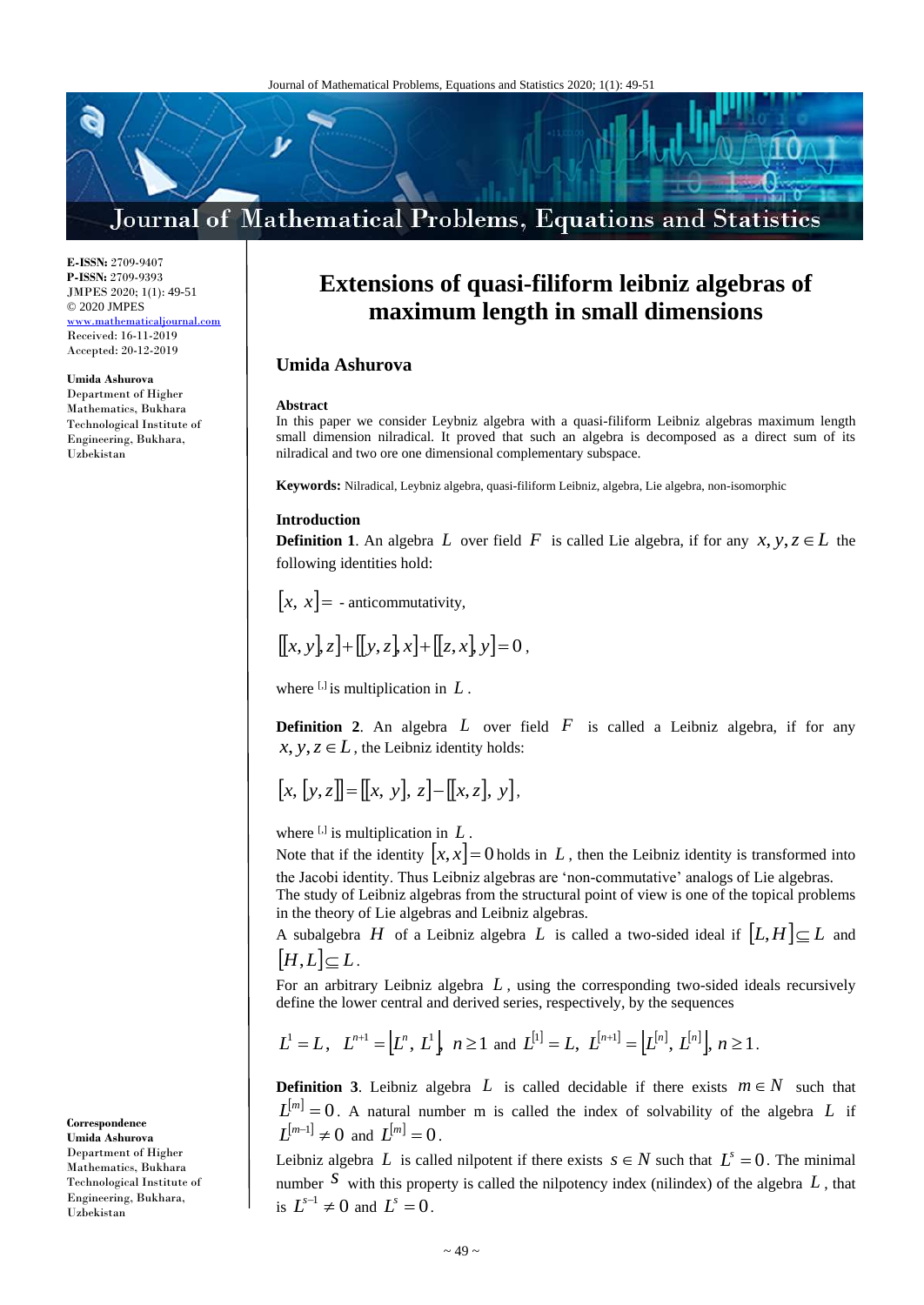**E-ISSN:** 2709-9407
**P-ISSN:** 2709-9393
JMPES 2020; 1(1): 49-51
© 2020 JMPES
www.mathematicaljournal.com
Received: 16-11-2019
Accepted: 20-12-2019

**Umida Ashurova**
Department of Higher Mathematics, Bukhara Technological Institute of Engineering, Bukhara, Uzbekistan

**Correspondence**
**Umida Ashurova**
Department of Higher Mathematics, Bukhara Technological Institute of Engineering, Bukhara, Uzbekistan

# Extensions of quasi-filiform leibniz algebras of maximum length in small dimensions

## Umida Ashurova

### Abstract

In this paper we consider Leybniz algebra with a quasi-filiform Leibniz algebras maximum length small dimension nilradical. It proved that such an algebra is decomposed as a direct sum of its nilradical and two ore one dimensional complementary subspace.

**Keywords:** Nilradical, Leybniz algebra, quasi-filiform Leibniz, algebra, Lie algebra, non-isomorphic

### Introduction

**Definition 1**. An algebra $L$ over field $F$ is called Lie algebra, if for any $x, y, z \in L$ the following identities hold:

$[x, x] =$ - anticommutativity,

$$[[x, y], z] + [[y, z], x] + [[z, x], y] = 0,$$

where $[,]$ is multiplication in $L$.

**Definition 2**. An algebra $L$ over field $F$ is called a Leibniz algebra, if for any $x, y, z \in L$, the Leibniz identity holds:

$$[x, [y, z]] = [[x, y], z] - [[x, z], y],$$

where $[,]$ is multiplication in $L$.

Note that if the identity $[x, x] = 0$ holds in $L$, then the Leibniz identity is transformed into the Jacobi identity. Thus Leibniz algebras are 'non-commutative' analogs of Lie algebras.
The study of Leibniz algebras from the structural point of view is one of the topical problems in the theory of Lie algebras and Leibniz algebras.
A subalgebra $H$ of a Leibniz algebra $L$ is called a two-sided ideal if $[L, H] \subseteq L$ and $[H, L] \subseteq L$.
For an arbitrary Leibniz algebra $L$, using the corresponding two-sided ideals recursively define the lower central and derived series, respectively, by the sequences

$$L^1 = L, \quad L^{n+1} = [L^n, L^1], \ n \geq 1 \text{ and } L^{[1]} = L, \ L^{[n+1]} = [L^{[n]}, L^{[n]}], \ n \geq 1.$$

**Definition 3**. Leibniz algebra $L$ is called decidable if there exists $m \in N$ such that $L^{[m]} = 0$. A natural number m is called the index of solvability of the algebra $L$ if $L^{[m-1]} \neq 0$ and $L^{[m]} = 0$.
Leibniz algebra $L$ is called nilpotent if there exists $s \in N$ such that $L^s = 0$. The minimal number $s$ with this property is called the nilpotency index (nilindex) of the algebra $L$, that is $L^{s-1} \neq 0$ and $L^s = 0$.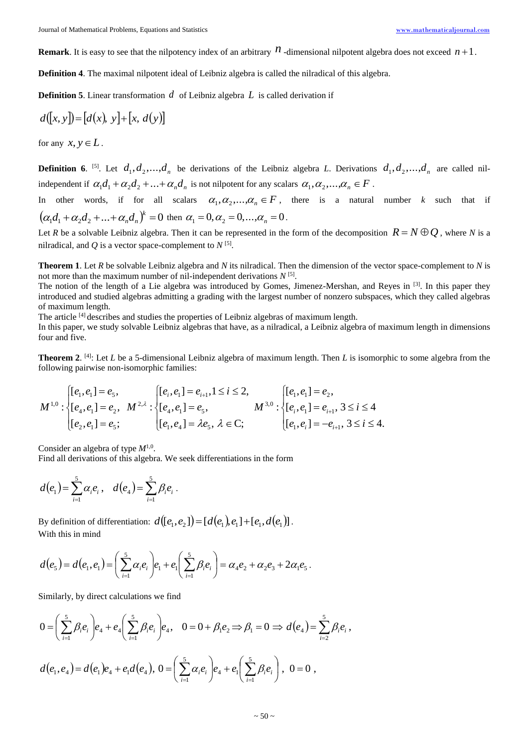**Remark**. It is easy to see that the nilpotency index of an arbitrary $n$-dimensional nilpotent algebra does not exceed $n+1$.

**Definition 4**. The maximal nilpotent ideal of Leibniz algebra is called the nilradical of this algebra.

**Definition 5**. Linear transformation $d$ of Leibniz algebra $L$ is called derivation if

$$d([x,y]) = [d(x),\, y] + [x,\, d(y)]$$

for any $x, y \in L$.

**Definition 6**. [5]. Let $d_1, d_2, \ldots, d_n$ be derivations of the Leibniz algebra *L*. Derivations $d_1, d_2, \ldots, d_n$ are called nil-independent if $\alpha_1 d_1 + \alpha_2 d_2 + \ldots + \alpha_n d_n$ is not nilpotent for any scalars $\alpha_1, \alpha_2, \ldots, \alpha_n \in F$.

In other words, if for all scalars $\alpha_1, \alpha_2, \ldots, \alpha_n \in F$, there is a natural number $k$ such that if $(\alpha_1 d_1 + \alpha_2 d_2 + \ldots + \alpha_n d_n)^k = 0$ then $\alpha_1 = 0, \alpha_2 = 0, \ldots, \alpha_n = 0$.

Let *R* be a solvable Leibniz algebra. Then it can be represented in the form of the decomposition $R = N \oplus Q$, where *N* is a nilradical, and *Q* is a vector space-complement to *N* [5].

**Theorem 1**. Let *R* be solvable Leibniz algebra and *N* its nilradical. Then the dimension of the vector space-complement to *N* is not more than the maximum number of nil-independent derivations *N* [5].

The notion of the length of a Lie algebra was introduced by Gomes, Jimenez-Mershan, and Reyes in [3]. In this paper they introduced and studied algebras admitting a grading with the largest number of nonzero subspaces, which they called algebras of maximum length.

The article [4] describes and studies the properties of Leibniz algebras of maximum length.

In this paper, we study solvable Leibniz algebras that have, as a nilradical, a Leibniz algebra of maximum length in dimensions four and five.

**Theorem 2**. [4]: Let *L* be a 5-dimensional Leibniz algebra of maximum length. Then *L* is isomorphic to some algebra from the following pairwise non-isomorphic families:

$$M^{1,0}: \begin{cases} [e_1, e_1] = e_5, \\ [e_4, e_1] = e_2, \\ [e_2, e_1] = e_5; \end{cases} \quad M^{2,\lambda}: \begin{cases} [e_i, e_1] = e_{i+1}, 1 \le i \le 2, \\ [e_4, e_1] = e_5, \\ [e_1, e_4] = \lambda e_5,\ \lambda \in \mathrm{C}; \end{cases} \quad M^{3,0}: \begin{cases} [e_1, e_1] = e_2, \\ [e_i, e_1] = e_{i+1},\ 3 \le i \le 4 \\ [e_1, e_i] = -e_{i+1},\ 3 \le i \le 4. \end{cases}$$

Consider an algebra of type $M^{1,0}$.

Find all derivations of this algebra. We seek differentiations in the form

$$d(e_1) = \sum_{i=1}^{5} \alpha_i e_i, \quad d(e_4) = \sum_{i=1}^{5} \beta_i e_i.$$

By definition of differentiation: $d([e_1, e_2]) = [d(e_1), e_1] + [e_1, d(e_1)]$.

With this in mind

$$d(e_5) = d(e_1, e_1) = \left(\sum_{i=1}^{5} \alpha_i e_i\right) e_1 + e_1\left(\sum_{i=1}^{5} \beta_i e_i\right) = \alpha_4 e_2 + \alpha_2 e_3 + 2\alpha_1 e_5.$$

Similarly, by direct calculations we find

$$0 = \left(\sum_{i=1}^{5} \beta_i e_i\right) e_4 + e_4\left(\sum_{i=1}^{5} \beta_i e_i\right) e_4, \quad 0 = 0 + \beta_1 e_2 \Rightarrow \beta_1 = 0 \Rightarrow d(e_4) = \sum_{i=2}^{5} \beta_i e_i,$$

$$d(e_1, e_4) = d(e_1) e_4 + e_1 d(e_4),\ 0 = \left(\sum_{i=1}^{5} \alpha_i e_i\right) e_4 + e_1\left(\sum_{i=1}^{5} \beta_i e_i\right),\ 0 = 0,$$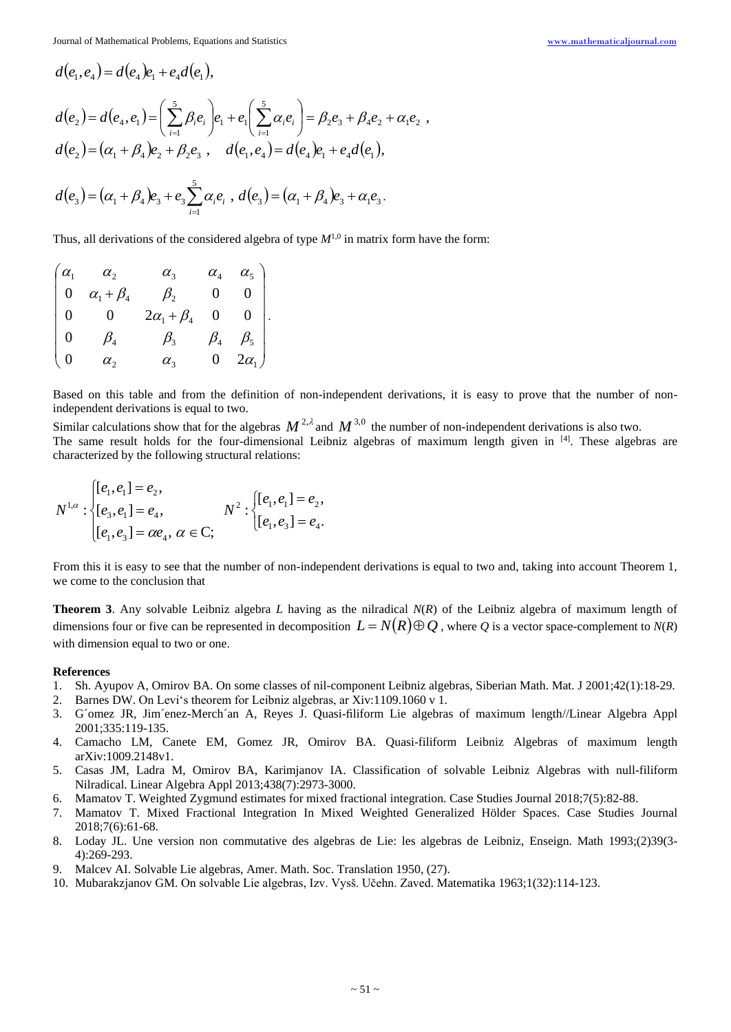$$d(e_1, e_4) = d(e_4)e_1 + e_4 d(e_1),$$

$$d(e_2) = d(e_4, e_1) = \left(\sum_{i=1}^{5} \beta_i e_i\right) e_1 + e_1 \left(\sum_{i=1}^{5} \alpha_i e_i\right) = \beta_2 e_3 + \beta_4 e_2 + \alpha_1 e_2 \ ,$$

$$d(e_2) = (\alpha_1 + \beta_4) e_2 + \beta_2 e_3 \ , \quad d(e_1, e_4) = d(e_4)e_1 + e_4 d(e_1),$$

$$d(e_3) = (\alpha_1 + \beta_4) e_3 + e_3 \sum_{i=1}^{5} \alpha_i e_i \ , \ d(e_3) = (\alpha_1 + \beta_4) e_3 + \alpha_1 e_3 .$$

Thus, all derivations of the considered algebra of type $M^{1,0}$ in matrix form have the form:

$$\begin{pmatrix} \alpha_1 & \alpha_2 & \alpha_3 & \alpha_4 & \alpha_5 \\ 0 & \alpha_1 + \beta_4 & \beta_2 & 0 & 0 \\ 0 & 0 & 2\alpha_1 + \beta_4 & 0 & 0 \\ 0 & \beta_4 & \beta_3 & \beta_4 & \beta_5 \\ 0 & \alpha_2 & \alpha_3 & 0 & 2\alpha_1 \end{pmatrix}.$$

Based on this table and from the definition of non-independent derivations, it is easy to prove that the number of non-independent derivations is equal to two.

Similar calculations show that for the algebras $M^{2,\lambda}$ and $M^{3,0}$ the number of non-independent derivations is also two.

The same result holds for the four-dimensional Leibniz algebras of maximum length given in [4]. These algebras are characterized by the following structural relations:

$$N^{1,\alpha} : \begin{cases} [e_1, e_1] = e_2, \\ [e_3, e_1] = e_4, \\ [e_1, e_3] = \alpha e_4, \ \alpha \in \mathrm{C}; \end{cases} \qquad N^2 : \begin{cases} [e_1, e_1] = e_2, \\ [e_1, e_3] = e_4. \end{cases}$$

From this it is easy to see that the number of non-independent derivations is equal to two and, taking into account Theorem 1, we come to the conclusion that

**Theorem 3**. Any solvable Leibniz algebra $L$ having as the nilradical $N(R)$ of the Leibniz algebra of maximum length of dimensions four or five can be represented in decomposition $L = N(R) \oplus Q$, where $Q$ is a vector space-complement to $N(R)$ with dimension equal to two or one.

## References

1. Sh. Ayupov A, Omirov BA. On some classes of nil-component Leibniz algebras, Siberian Math. Mat. J 2001;42(1):18-29.
2. Barnes DW. On Levi's theorem for Leibniz algebras, ar Xiv:1109.1060 v 1.
3. G´omez JR, Jim´enez-Merch´an A, Reyes J. Quasi-filiform Lie algebras of maximum length//Linear Algebra Appl 2001;335:119-135.
4. Camacho LM, Canete EM, Gomez JR, Omirov BA. Quasi-filiform Leibniz Algebras of maximum length arXiv:1009.2148v1.
5. Casas JM, Ladra M, Omirov BA, Karimjanov IA. Classification of solvable Leibniz Algebras with null-filiform Nilradical. Linear Algebra Appl 2013;438(7):2973-3000.
6. Mamatov T. Weighted Zygmund estimates for mixed fractional integration. Case Studies Journal 2018;7(5):82-88.
7. Mamatov T. Mixed Fractional Integration In Mixed Weighted Generalized Hölder Spaces. Case Studies Journal 2018;7(6):61-68.
8. Loday JL. Une version non commutative des algebras de Lie: les algebras de Leibniz, Enseign. Math 1993;(2)39(3-4):269-293.
9. Malcev AI. Solvable Lie algebras, Amer. Math. Soc. Translation 1950, (27).
10. Mubarakzjanov GM. On solvable Lie algebras, Izv. Vysš. Učehn. Zaved. Matematika 1963;1(32):114-123.